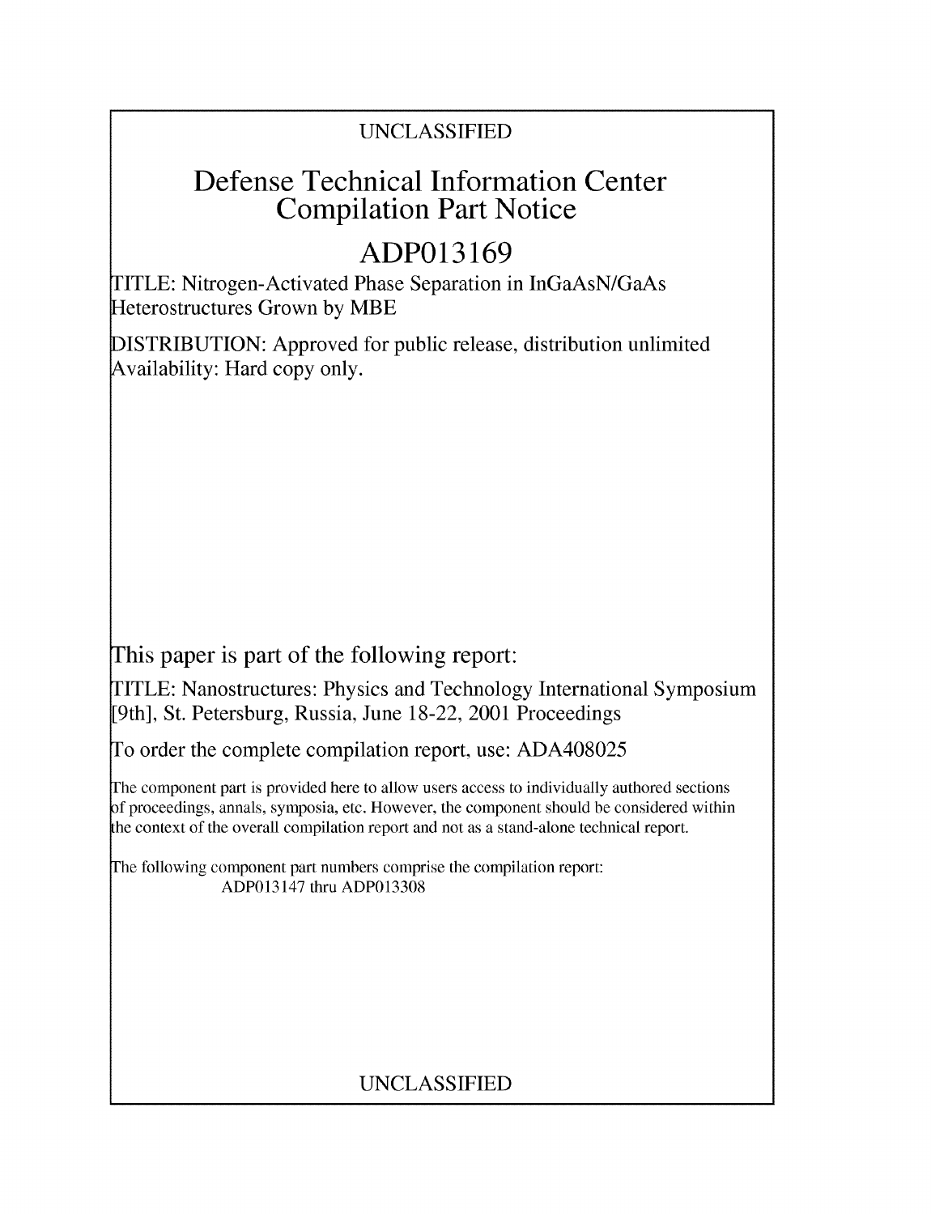UNCLASSIFIED

# Defense Technical Information Center Compilation Part Notice

## ADP013169

TITLE: Nitrogen-Activated Phase Separation in InGaAsN/GaAs Heterostructures Grown by MBE

DISTRIBUTION: Approved for public release, distribution unlimited
Availability: Hard copy only.

This paper is part of the following report:

TITLE: Nanostructures: Physics and Technology International Symposium [9th], St. Petersburg, Russia, June 18-22, 2001 Proceedings

To order the complete compilation report, use: ADA408025

The component part is provided here to allow users access to individually authored sections of proceedings, annals, symposia, etc. However, the component should be considered within the context of the overall compilation report and not as a stand-alone technical report.

The following component part numbers comprise the compilation report:
ADP013147 thru ADP013308

UNCLASSIFIED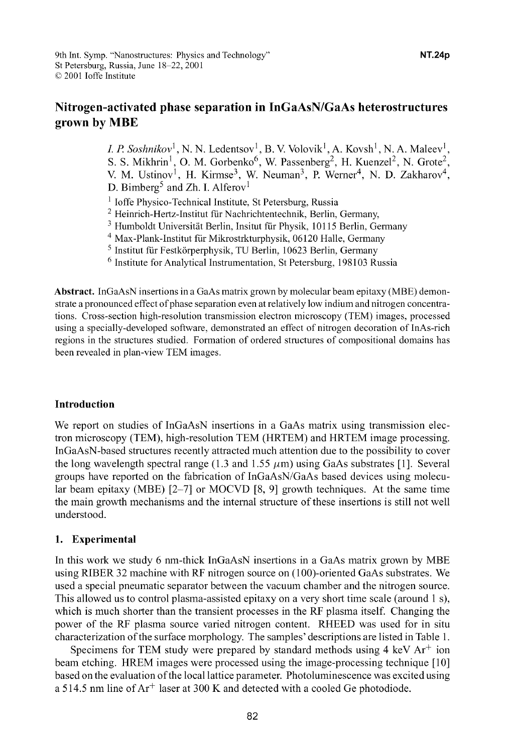# Nitrogen-activated phase separation in InGaAsN/GaAs heterostructures grown by MBE

*I. P. Soshnikov*[1], N. N. Ledentsov[1], B. V. Volovik[1], A. Kovsh[1], N. A. Maleev[1], S. S. Mikhrin[1], O. M. Gorbenko[6], W. Passenberg[2], H. Kuenzel[2], N. Grote[2], V. M. Ustinov[1], H. Kirmse[3], W. Neuman[3], P. Werner[4], N. D. Zakharov[4], D. Bimberg[5] and Zh. I. Alferov[1]

[1] Ioffe Physico-Technical Institute, St Petersburg, Russia
[2] Heinrich-Hertz-Institut für Nachrichtentechnik, Berlin, Germany,
[3] Humboldt Universität Berlin, Insitut für Physik, 10115 Berlin, Germany
[4] Max-Plank-Institut für Mikrostrkturphysik, 06120 Halle, Germany
[5] Institut für Festkörperphysik, TU Berlin, 10623 Berlin, Germany
[6] Institute for Analytical Instrumentation, St Petersburg, 198103 Russia

**Abstract.** InGaAsN insertions in a GaAs matrix grown by molecular beam epitaxy (MBE) demonstrate a pronounced effect of phase separation even at relatively low indium and nitrogen concentrations. Cross-section high-resolution transmission electron microscopy (TEM) images, processed using a specially-developed software, demonstrated an effect of nitrogen decoration of InAs-rich regions in the structures studied. Formation of ordered structures of compositional domains has been revealed in plan-view TEM images.

## Introduction

We report on studies of InGaAsN insertions in a GaAs matrix using transmission electron microscopy (TEM), high-resolution TEM (HRTEM) and HRTEM image processing. InGaAsN-based structures recently attracted much attention due to the possibility to cover the long wavelength spectral range (1.3 and 1.55 $\mu$m) using GaAs substrates [1]. Several groups have reported on the fabrication of InGaAsN/GaAs based devices using molecular beam epitaxy (MBE) [2–7] or MOCVD [8, 9] growth techniques. At the same time the main growth mechanisms and the internal structure of these insertions is still not well understood.

## 1. Experimental

In this work we study 6 nm-thick InGaAsN insertions in a GaAs matrix grown by MBE using RIBER 32 machine with RF nitrogen source on (100)-oriented GaAs substrates. We used a special pneumatic separator between the vacuum chamber and the nitrogen source. This allowed us to control plasma-assisted epitaxy on a very short time scale (around 1 s), which is much shorter than the transient processes in the RF plasma itself. Changing the power of the RF plasma source varied nitrogen content. RHEED was used for in situ characterization of the surface morphology. The samples' descriptions are listed in Table 1.

Specimens for TEM study were prepared by standard methods using 4 keV $Ar^+$ ion beam etching. HREM images were processed using the image-processing technique [10] based on the evaluation of the local lattice parameter. Photoluminescence was excited using a 514.5 nm line of $Ar^+$ laser at 300 K and detected with a cooled Ge photodiode.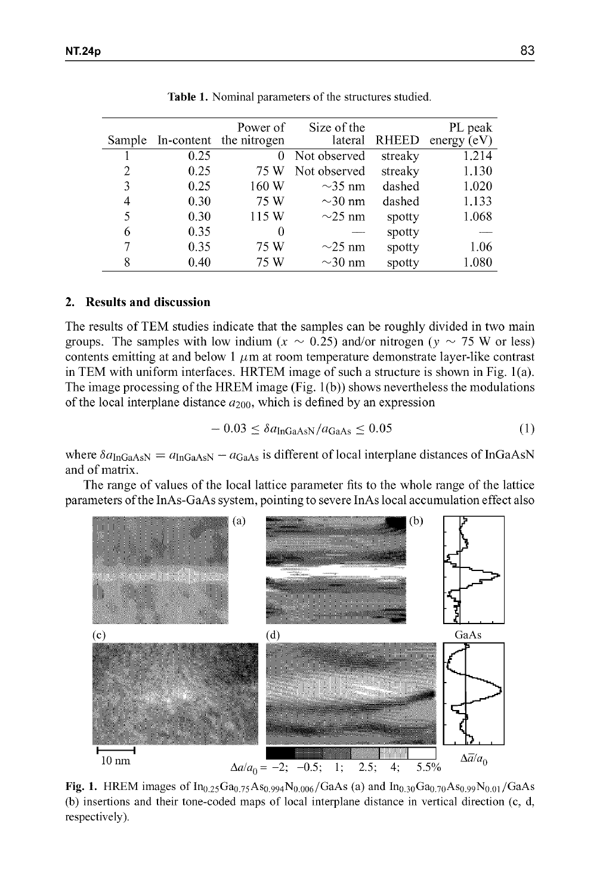**Table 1.** Nominal parameters of the structures studied.

| Sample | In-content | Power of the nitrogen | Size of the lateral | RHEED | PL peak energy (eV) |
|---|---|---|---|---|---|
| 1 | 0.25 | 0 | Not observed | streaky | 1.214 |
| 2 | 0.25 | 75 W | Not observed | streaky | 1.130 |
| 3 | 0.25 | 160 W | ~35 nm | dashed | 1.020 |
| 4 | 0.30 | 75 W | ~30 nm | dashed | 1.133 |
| 5 | 0.30 | 115 W | ~25 nm | spotty | 1.068 |
| 6 | 0.35 | 0 | — | spotty | — |
| 7 | 0.35 | 75 W | ~25 nm | spotty | 1.06 |
| 8 | 0.40 | 75 W | ~30 nm | spotty | 1.080 |

## 2. Results and discussion

The results of TEM studies indicate that the samples can be roughly divided in two main groups. The samples with low indium ($x \sim 0.25$) and/or nitrogen ($y \sim 75$ W or less) contents emitting at and below 1 $\mu$m at room temperature demonstrate layer-like contrast in TEM with uniform interfaces. HRTEM image of such a structure is shown in Fig. 1(a). The image processing of the HREM image (Fig. 1(b)) shows nevertheless the modulations of the local interplane distance $a_{200}$, which is defined by an expression

$$-0.03 \leq \delta a_{\mathrm{InGaAsN}}/a_{\mathrm{GaAs}} \leq 0.05 \tag{1}$$

where $\delta a_{\mathrm{InGaAsN}} = a_{\mathrm{InGaAsN}} - a_{\mathrm{GaAs}}$ is different of local interplane distances of InGaAsN and of matrix.

The range of values of the local lattice parameter fits to the whole range of the lattice parameters of the InAs-GaAs system, pointing to severe InAs local accumulation effect also

**Fig. 1.** HREM images of $In_{0.25}Ga_{0.75}As_{0.994}N_{0.006}/GaAs$ (a) and $In_{0.30}Ga_{0.70}As_{0.99}N_{0.01}/GaAs$ (b) insertions and their tone-coded maps of local interplane distance in vertical direction (c, d, respectively).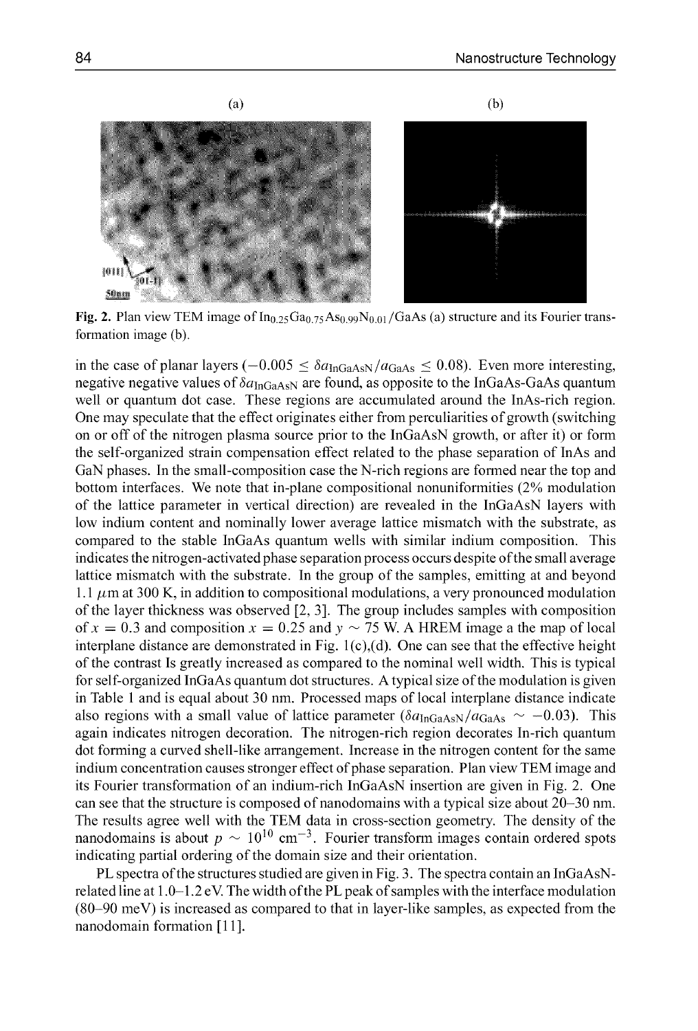(a) (b)

**Fig. 2.** Plan view TEM image of $In_{0.25}Ga_{0.75}As_{0.99}N_{0.01}$/GaAs (a) structure and its Fourier transformation image (b).

in the case of planar layers ($-0.005 \leq \delta a_{InGaAsN}/a_{GaAs} \leq 0.08$). Even more interesting, negative negative values of $\delta a_{InGaAsN}$ are found, as opposite to the InGaAs-GaAs quantum well or quantum dot case. These regions are accumulated around the InAs-rich region. One may speculate that the effect originates either from perculiarities of growth (switching on or off of the nitrogen plasma source prior to the InGaAsN growth, or after it) or form the self-organized strain compensation effect related to the phase separation of InAs and GaN phases. In the small-composition case the N-rich regions are formed near the top and bottom interfaces. We note that in-plane compositional nonuniformities (2% modulation of the lattice parameter in vertical direction) are revealed in the InGaAsN layers with low indium content and nominally lower average lattice mismatch with the substrate, as compared to the stable InGaAs quantum wells with similar indium composition. This indicates the nitrogen-activated phase separation process occurs despite of the small average lattice mismatch with the substrate. In the group of the samples, emitting at and beyond 1.1 $\mu$m at 300 K, in addition to compositional modulations, a very pronounced modulation of the layer thickness was observed [2, 3]. The group includes samples with composition of $x = 0.3$ and composition $x = 0.25$ and $y \sim 75$ W. A HREM image a the map of local interplane distance are demonstrated in Fig. 1(c),(d). One can see that the effective height of the contrast Is greatly increased as compared to the nominal well width. This is typical for self-organized InGaAs quantum dot structures. A typical size of the modulation is given in Table 1 and is equal about 30 nm. Processed maps of local interplane distance indicate also regions with a small value of lattice parameter ($\delta a_{InGaAsN}/a_{GaAs} \sim -0.03$). This again indicates nitrogen decoration. The nitrogen-rich region decorates In-rich quantum dot forming a curved shell-like arrangement. Increase in the nitrogen content for the same indium concentration causes stronger effect of phase separation. Plan view TEM image and its Fourier transformation of an indium-rich InGaAsN insertion are given in Fig. 2. One can see that the structure is composed of nanodomains with a typical size about 20–30 nm. The results agree well with the TEM data in cross-section geometry. The density of the nanodomains is about $p \sim 10^{10}$ cm$^{-3}$. Fourier transform images contain ordered spots indicating partial ordering of the domain size and their orientation.

PL spectra of the structures studied are given in Fig. 3. The spectra contain an InGaAsN-related line at 1.0–1.2 eV. The width of the PL peak of samples with the interface modulation (80–90 meV) is increased as compared to that in layer-like samples, as expected from the nanodomain formation [11].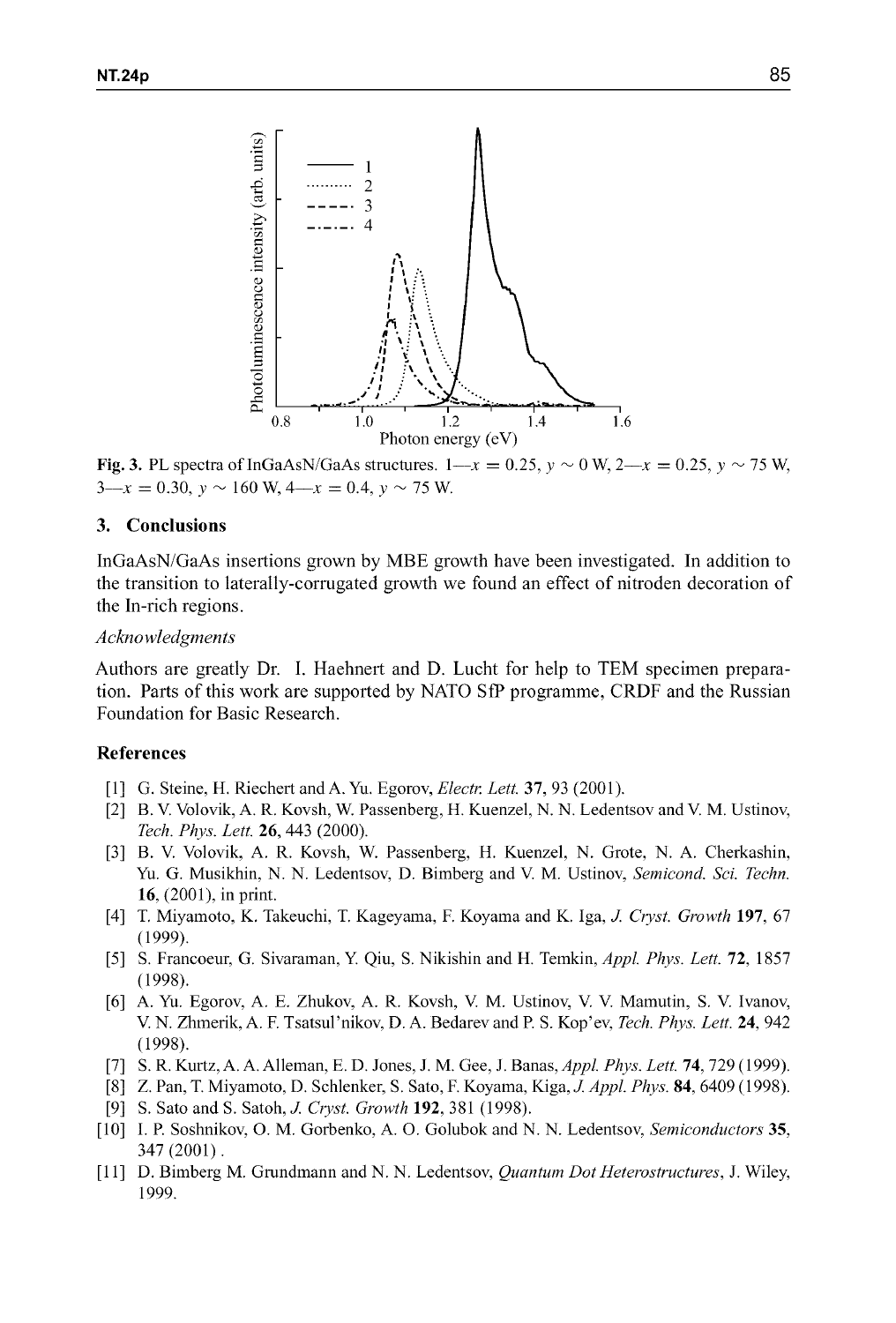Photoluminescence intensity (arb. units)

1
2
3
4

0.8
1.0
1.2
1.4
1.6

Photon energy (eV)

**Fig. 3.** PL spectra of InGaAsN/GaAs structures. 1—$x = 0.25$, $y \sim 0$ W, 2—$x = 0.25$, $y \sim 75$ W, 3—$x = 0.30$, $y \sim 160$ W, 4—$x = 0.4$, $y \sim 75$ W.

## 3. Conclusions

InGaAsN/GaAs insertions grown by MBE growth have been investigated. In addition to the transition to laterally-corrugated growth we found an effect of nitroden decoration of the In-rich regions.

*Acknowledgments*

Authors are greatly Dr. I. Haehnert and D. Lucht for help to TEM specimen preparation. Parts of this work are supported by NATO SfP programme, CRDF and the Russian Foundation for Basic Research.

### References

[1] G. Steine, H. Riechert and A. Yu. Egorov, *Electr. Lett.* **37**, 93 (2001).

[2] B. V. Volovik, A. R. Kovsh, W. Passenberg, H. Kuenzel, N. N. Ledentsov and V. M. Ustinov, *Tech. Phys. Lett.* **26**, 443 (2000).

[3] B. V. Volovik, A. R. Kovsh, W. Passenberg, H. Kuenzel, N. Grote, N. A. Cherkashin, Yu. G. Musikhin, N. N. Ledentsov, D. Bimberg and V. M. Ustinov, *Semicond. Sci. Techn.* **16**, (2001), in print.

[4] T. Miyamoto, K. Takeuchi, T. Kageyama, F. Koyama and K. Iga, *J. Cryst. Growth* **197**, 67 (1999).

[5] S. Francoeur, G. Sivaraman, Y. Qiu, S. Nikishin and H. Temkin, *Appl. Phys. Lett.* **72**, 1857 (1998).

[6] A. Yu. Egorov, A. E. Zhukov, A. R. Kovsh, V. M. Ustinov, V. V. Mamutin, S. V. Ivanov, V. N. Zhmerik, A. F. Tsatsul'nikov, D. A. Bedarev and P. S. Kop'ev, *Tech. Phys. Lett.* **24**, 942 (1998).

[7] S. R. Kurtz, A. A. Alleman, E. D. Jones, J. M. Gee, J. Banas, *Appl. Phys. Lett.* **74**, 729 (1999).

[8] Z. Pan, T. Miyamoto, D. Schlenker, S. Sato, F. Koyama, Kiga, *J. Appl. Phys.* **84**, 6409 (1998).

[9] S. Sato and S. Satoh, *J. Cryst. Growth* **192**, 381 (1998).

[10] I. P. Soshnikov, O. M. Gorbenko, A. O. Golubok and N. N. Ledentsov, *Semiconductors* **35**, 347 (2001) .

[11] D. Bimberg M. Grundmann and N. N. Ledentsov, *Quantum Dot Heterostructures*, J. Wiley, 1999.